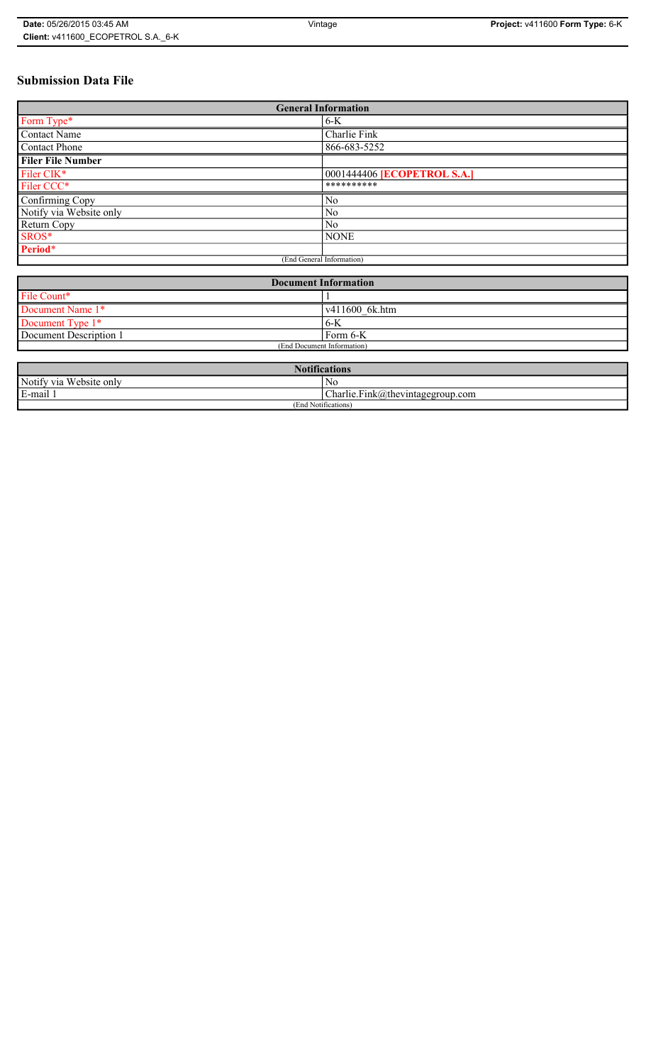# Submission Data File

| General Information | |
|---|---|
| Form Type* | 6-K |
| Contact Name | Charlie Fink |
| Contact Phone | 866-683-5252 |
| **Filer File Number** | |
| Filer CIK* | 0001444406 **[ECOPETROL S.A.]** |
| Filer CCC* | ********** |
| Confirming Copy | No |
| Notify via Website only | No |
| Return Copy | No |
| SROS* | NONE |
| **Period*** | |
| (End General Information) | |

| Document Information | |
|---|---|
| File Count* | 1 |
| Document Name 1* | v411600_6k.htm |
| Document Type 1* | 6-K |
| Document Description 1 | Form 6-K |
| (End Document Information) | |

| Notifications | |
|---|---|
| Notify via Website only | No |
| E-mail 1 | Charlie.Fink@thevintagegroup.com |
| (End Notifications) | |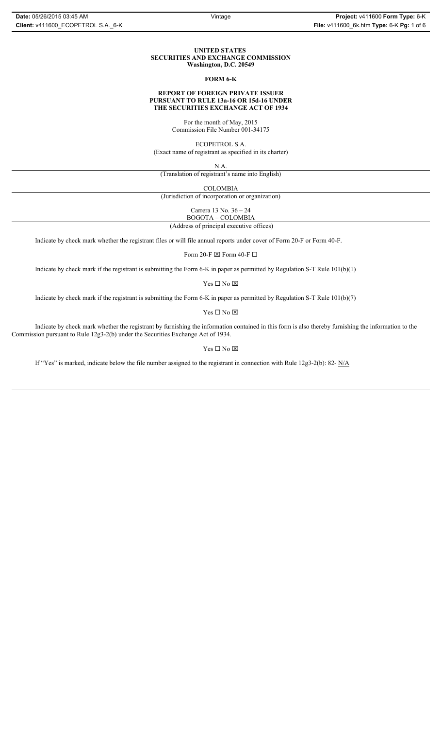**UNITED STATES**
**SECURITIES AND EXCHANGE COMMISSION**
**Washington, D.C. 20549**

**FORM 6-K**

**REPORT OF FOREIGN PRIVATE ISSUER**
**PURSUANT TO RULE 13a-16 OR 15d-16 UNDER**
**THE SECURITIES EXCHANGE ACT OF 1934**

For the month of May, 2015
Commission File Number 001-34175

ECOPETROL S.A.
(Exact name of registrant as specified in its charter)

N.A.
(Translation of registrant's name into English)

COLOMBIA
(Jurisdiction of incorporation or organization)

Carrera 13 No. 36 – 24
BOGOTA – COLOMBIA
(Address of principal executive offices)

Indicate by check mark whether the registrant files or will file annual reports under cover of Form 20-F or Form 40-F.

Form 20-F ☒ Form 40-F ☐

Indicate by check mark if the registrant is submitting the Form 6-K in paper as permitted by Regulation S-T Rule 101(b)(1)

Yes ☐ No ☒

Indicate by check mark if the registrant is submitting the Form 6-K in paper as permitted by Regulation S-T Rule 101(b)(7)

Yes ☐ No ☒

Indicate by check mark whether the registrant by furnishing the information contained in this form is also thereby furnishing the information to the Commission pursuant to Rule 12g3-2(b) under the Securities Exchange Act of 1934.

Yes ☐ No ☒

If "Yes" is marked, indicate below the file number assigned to the registrant in connection with Rule 12g3-2(b): 82- N/A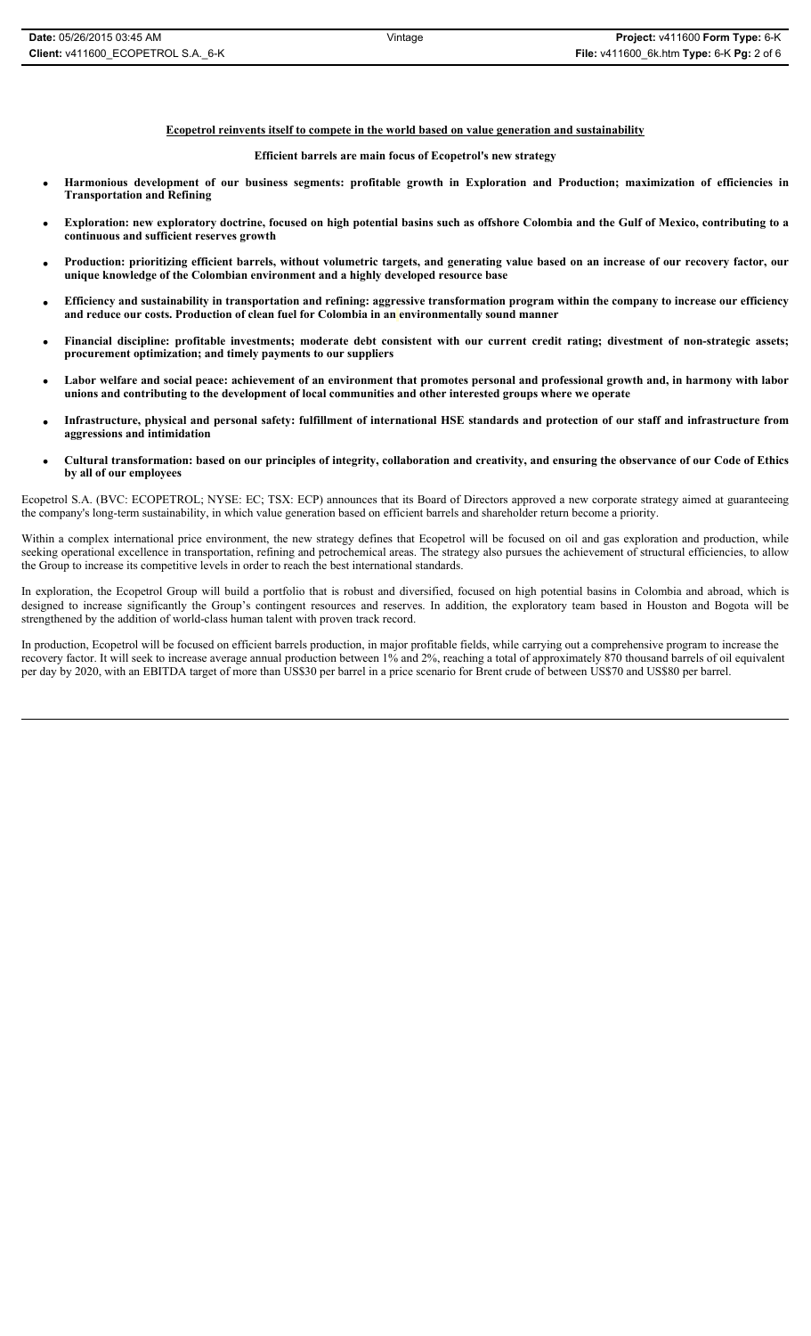**<u>Ecopetrol reinvents itself to compete in the world based on value generation and sustainability</u>**

**Efficient barrels are main focus of Ecopetrol's new strategy**

- **Harmonious development of our business segments: profitable growth in Exploration and Production; maximization of efficiencies in Transportation and Refining**
- **Exploration: new exploratory doctrine, focused on high potential basins such as offshore Colombia and the Gulf of Mexico, contributing to a continuous and sufficient reserves growth**
- **Production: prioritizing efficient barrels, without volumetric targets, and generating value based on an increase of our recovery factor, our unique knowledge of the Colombian environment and a highly developed resource base**
- **Efficiency and sustainability in transportation and refining: aggressive transformation program within the company to increase our efficiency and reduce our costs. Production of clean fuel for Colombia in an environmentally sound manner**
- **Financial discipline: profitable investments; moderate debt consistent with our current credit rating; divestment of non-strategic assets; procurement optimization; and timely payments to our suppliers**
- **Labor welfare and social peace: achievement of an environment that promotes personal and professional growth and, in harmony with labor unions and contributing to the development of local communities and other interested groups where we operate**
- **Infrastructure, physical and personal safety: fulfillment of international HSE standards and protection of our staff and infrastructure from aggressions and intimidation**
- **Cultural transformation: based on our principles of integrity, collaboration and creativity, and ensuring the observance of our Code of Ethics by all of our employees**

Ecopetrol S.A. (BVC: ECOPETROL; NYSE: EC; TSX: ECP) announces that its Board of Directors approved a new corporate strategy aimed at guaranteeing the company's long-term sustainability, in which value generation based on efficient barrels and shareholder return become a priority.

Within a complex international price environment, the new strategy defines that Ecopetrol will be focused on oil and gas exploration and production, while seeking operational excellence in transportation, refining and petrochemical areas. The strategy also pursues the achievement of structural efficiencies, to allow the Group to increase its competitive levels in order to reach the best international standards.

In exploration, the Ecopetrol Group will build a portfolio that is robust and diversified, focused on high potential basins in Colombia and abroad, which is designed to increase significantly the Group's contingent resources and reserves. In addition, the exploratory team based in Houston and Bogota will be strengthened by the addition of world-class human talent with proven track record.

In production, Ecopetrol will be focused on efficient barrels production, in major profitable fields, while carrying out a comprehensive program to increase the recovery factor. It will seek to increase average annual production between 1% and 2%, reaching a total of approximately 870 thousand barrels of oil equivalent per day by 2020, with an EBITDA target of more than US$30 per barrel in a price scenario for Brent crude of between US$70 and US$80 per barrel.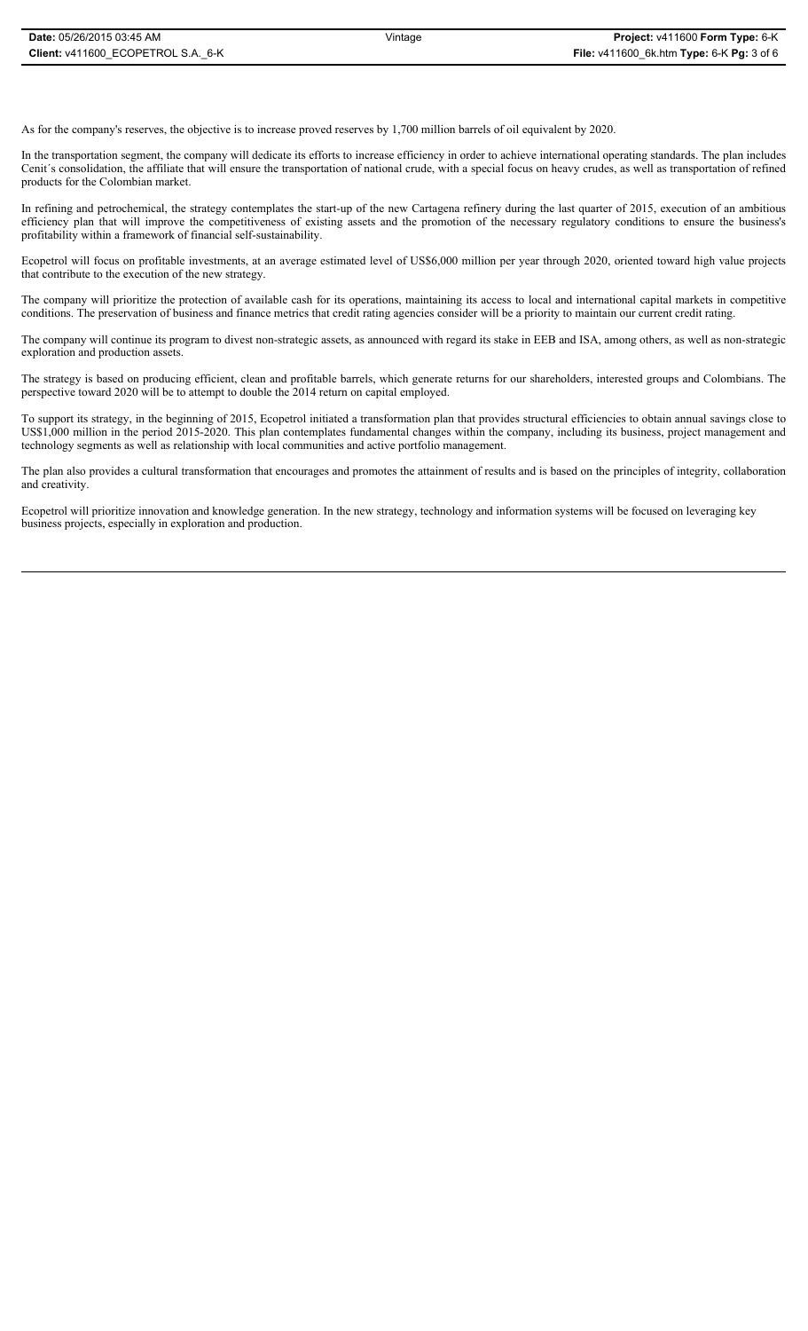As for the company's reserves, the objective is to increase proved reserves by 1,700 million barrels of oil equivalent by 2020.

In the transportation segment, the company will dedicate its efforts to increase efficiency in order to achieve international operating standards. The plan includes Cenit´s consolidation, the affiliate that will ensure the transportation of national crude, with a special focus on heavy crudes, as well as transportation of refined products for the Colombian market.

In refining and petrochemical, the strategy contemplates the start-up of the new Cartagena refinery during the last quarter of 2015, execution of an ambitious efficiency plan that will improve the competitiveness of existing assets and the promotion of the necessary regulatory conditions to ensure the business's profitability within a framework of financial self-sustainability.

Ecopetrol will focus on profitable investments, at an average estimated level of US$6,000 million per year through 2020, oriented toward high value projects that contribute to the execution of the new strategy.

The company will prioritize the protection of available cash for its operations, maintaining its access to local and international capital markets in competitive conditions. The preservation of business and finance metrics that credit rating agencies consider will be a priority to maintain our current credit rating.

The company will continue its program to divest non-strategic assets, as announced with regard its stake in EEB and ISA, among others, as well as non-strategic exploration and production assets.

The strategy is based on producing efficient, clean and profitable barrels, which generate returns for our shareholders, interested groups and Colombians. The perspective toward 2020 will be to attempt to double the 2014 return on capital employed.

To support its strategy, in the beginning of 2015, Ecopetrol initiated a transformation plan that provides structural efficiencies to obtain annual savings close to US$1,000 million in the period 2015-2020. This plan contemplates fundamental changes within the company, including its business, project management and technology segments as well as relationship with local communities and active portfolio management.

The plan also provides a cultural transformation that encourages and promotes the attainment of results and is based on the principles of integrity, collaboration and creativity.

Ecopetrol will prioritize innovation and knowledge generation. In the new strategy, technology and information systems will be focused on leveraging key business projects, especially in exploration and production.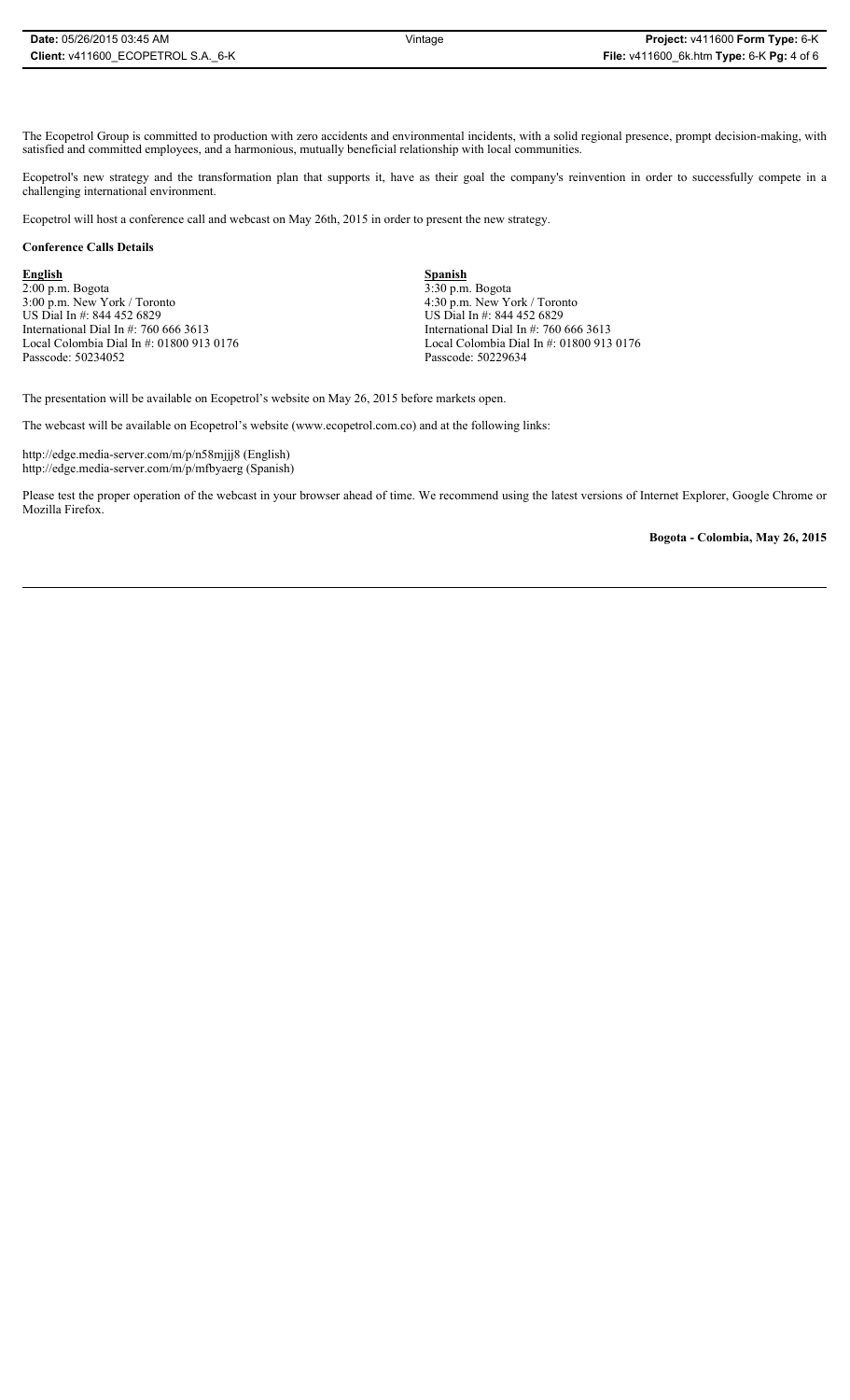The Ecopetrol Group is committed to production with zero accidents and environmental incidents, with a solid regional presence, prompt decision-making, with satisfied and committed employees, and a harmonious, mutually beneficial relationship with local communities.

Ecopetrol's new strategy and the transformation plan that supports it, have as their goal the company's reinvention in order to successfully compete in a challenging international environment.

Ecopetrol will host a conference call and webcast on May 26th, 2015 in order to present the new strategy.

**Conference Calls Details**

**English**
2:00 p.m. Bogota
3:00 p.m. New York / Toronto
US Dial In #: 844 452 6829
International Dial In #: 760 666 3613
Local Colombia Dial In #: 01800 913 0176
Passcode: 50234052

**Spanish**
3:30 p.m. Bogota
4:30 p.m. New York / Toronto
US Dial In #: 844 452 6829
International Dial In #: 760 666 3613
Local Colombia Dial In #: 01800 913 0176
Passcode: 50229634

The presentation will be available on Ecopetrol's website on May 26, 2015 before markets open.

The webcast will be available on Ecopetrol's website (www.ecopetrol.com.co) and at the following links:

http://edge.media-server.com/m/p/n58mjjj8 (English)
http://edge.media-server.com/m/p/mfbyaerg (Spanish)

Please test the proper operation of the webcast in your browser ahead of time. We recommend using the latest versions of Internet Explorer, Google Chrome or Mozilla Firefox.

**Bogota - Colombia, May 26, 2015**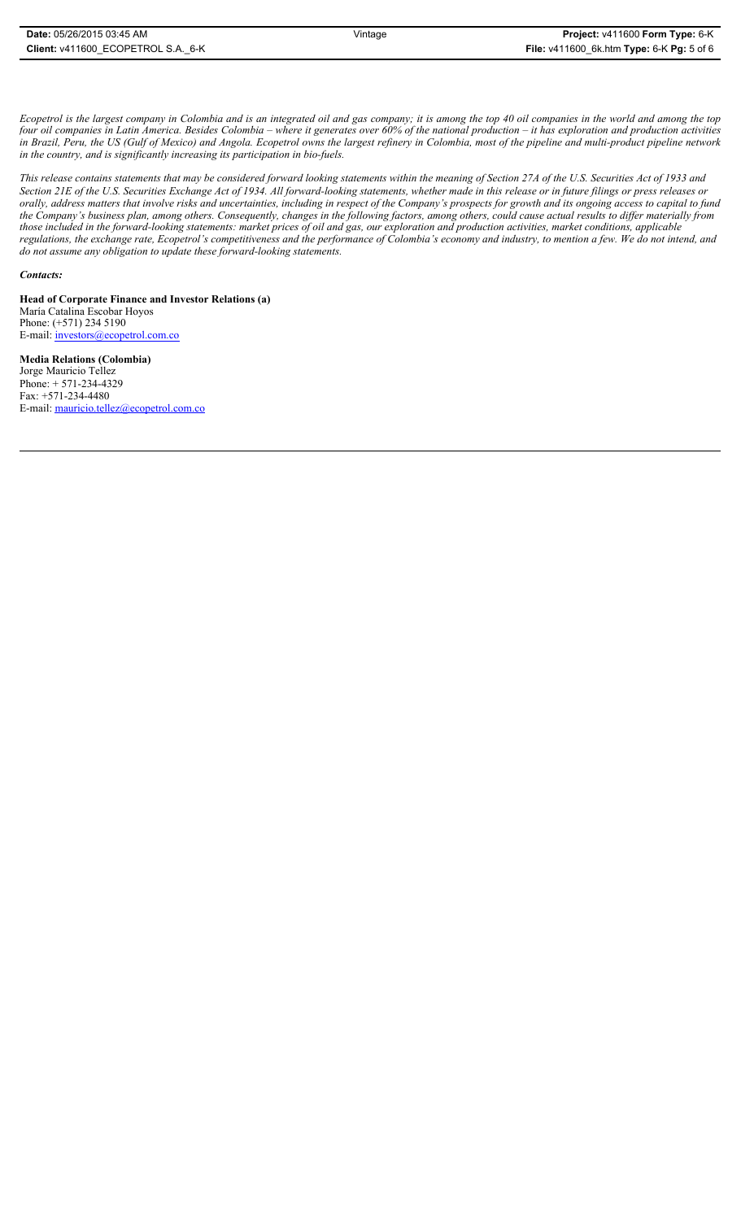*Ecopetrol is the largest company in Colombia and is an integrated oil and gas company; it is among the top 40 oil companies in the world and among the top four oil companies in Latin America. Besides Colombia – where it generates over 60% of the national production – it has exploration and production activities in Brazil, Peru, the US (Gulf of Mexico) and Angola. Ecopetrol owns the largest refinery in Colombia, most of the pipeline and multi-product pipeline network in the country, and is significantly increasing its participation in bio-fuels.*

*This release contains statements that may be considered forward looking statements within the meaning of Section 27A of the U.S. Securities Act of 1933 and Section 21E of the U.S. Securities Exchange Act of 1934. All forward-looking statements, whether made in this release or in future filings or press releases or orally, address matters that involve risks and uncertainties, including in respect of the Company's prospects for growth and its ongoing access to capital to fund the Company's business plan, among others. Consequently, changes in the following factors, among others, could cause actual results to differ materially from those included in the forward-looking statements: market prices of oil and gas, our exploration and production activities, market conditions, applicable regulations, the exchange rate, Ecopetrol's competitiveness and the performance of Colombia's economy and industry, to mention a few. We do not intend, and do not assume any obligation to update these forward-looking statements.*

***Contacts:***

**Head of Corporate Finance and Investor Relations (a)**
María Catalina Escobar Hoyos
Phone: (+571) 234 5190
E-mail: investors@ecopetrol.com.co

**Media Relations (Colombia)**
Jorge Mauricio Tellez
Phone: + 571-234-4329
Fax: +571-234-4480
E-mail: mauricio.tellez@ecopetrol.com.co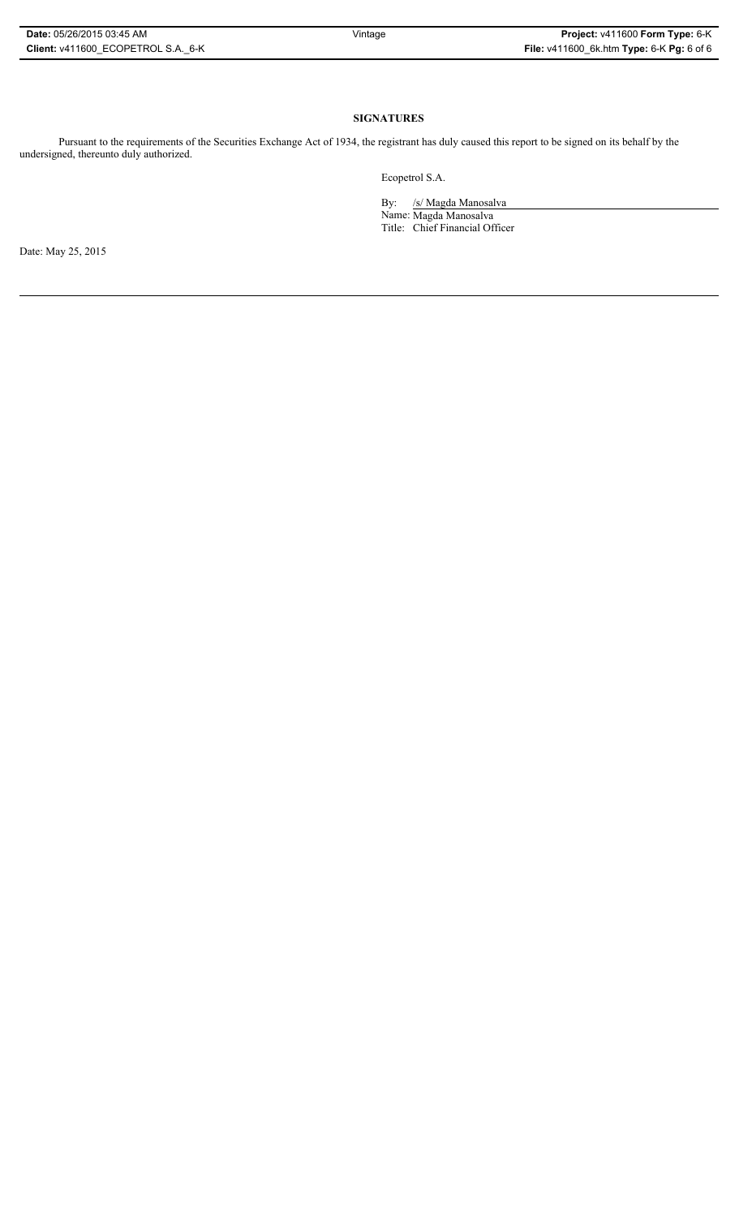**SIGNATURES**

Pursuant to the requirements of the Securities Exchange Act of 1934, the registrant has duly caused this report to be signed on its behalf by the undersigned, thereunto duly authorized.

Ecopetrol S.A.

By: /s/ Magda Manosalva
Name: Magda Manosalva
Title: Chief Financial Officer

Date: May 25, 2015